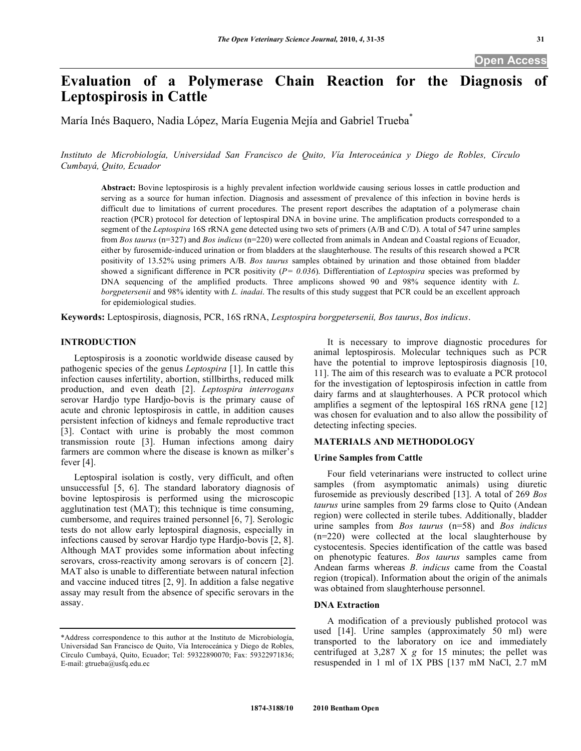# Evaluation of a Polymerase Chain Reaction for the Diagnosis of Leptospirosis in Cattle

María Inés Baquero, Nadia López, María Eugenia Mejía and Gabriel Trueba[*]

*Instituto de Microbiología, Universidad San Francisco de Quito, Vía Interoceánica y Diego de Robles, Círculo Cumbayá, Quito, Ecuador*

**Abstract:** Bovine leptospirosis is a highly prevalent infection worldwide causing serious losses in cattle production and serving as a source for human infection. Diagnosis and assessment of prevalence of this infection in bovine herds is difficult due to limitations of current procedures. The present report describes the adaptation of a polymerase chain reaction (PCR) protocol for detection of leptospiral DNA in bovine urine. The amplification products corresponded to a segment of the *Leptospira* 16S rRNA gene detected using two sets of primers (A/B and C/D). A total of 547 urine samples from *Bos taurus* (n=327) and *Bos indicus* (n=220) were collected from animals in Andean and Coastal regions of Ecuador, either by furosemide-induced urination or from bladders at the slaughterhouse. The results of this research showed a PCR positivity of 13.52% using primers A/B. *Bos taurus* samples obtained by urination and those obtained from bladder showed a significant difference in PCR positivity ($P = 0.036$). Differentiation of *Leptospira* species was preformed by DNA sequencing of the amplified products. Three amplicons showed 90 and 98% sequence identity with *L. borgpetersenii* and 98% identity with *L. inadai*. The results of this study suggest that PCR could be an excellent approach for epidemiological studies.

**Keywords:** Leptospirosis, diagnosis, PCR, 16S rRNA, *Lesptospira borgpetersenii*, *Bos taurus*, *Bos indicus*.

## INTRODUCTION

Leptospirosis is a zoonotic worldwide disease caused by pathogenic species of the genus *Leptospira* [1]. In cattle this infection causes infertility, abortion, stillbirths, reduced milk production, and even death [2]. *Leptospira interrogans* serovar Hardjo type Hardjo-bovis is the primary cause of acute and chronic leptospirosis in cattle, in addition causes persistent infection of kidneys and female reproductive tract [3]. Contact with urine is probably the most common transmission route [3]. Human infections among dairy farmers are common where the disease is known as milker's fever [4].

Leptospiral isolation is costly, very difficult, and often unsuccessful [5, 6]. The standard laboratory diagnosis of bovine leptospirosis is performed using the microscopic agglutination test (MAT); this technique is time consuming, cumbersome, and requires trained personnel [6, 7]. Serologic tests do not allow early leptospiral diagnosis, especially in infections caused by serovar Hardjo type Hardjo-bovis [2, 8]. Although MAT provides some information about infecting serovars, cross-reactivity among serovars is of concern [2]. MAT also is unable to differentiate between natural infection and vaccine induced titres [2, 9]. In addition a false negative assay may result from the absence of specific serovars in the assay.

It is necessary to improve diagnostic procedures for animal leptospirosis. Molecular techniques such as PCR have the potential to improve leptospirosis diagnosis [10, 11]. The aim of this research was to evaluate a PCR protocol for the investigation of leptospirosis infection in cattle from dairy farms and at slaughterhouses. A PCR protocol which amplifies a segment of the leptospiral 16S rRNA gene [12] was chosen for evaluation and to also allow the possibility of detecting infecting species.

## MATERIALS AND METHODOLOGY

### Urine Samples from Cattle

Four field veterinarians were instructed to collect urine samples (from asymptomatic animals) using diuretic furosemide as previously described [13]. A total of 269 *Bos taurus* urine samples from 29 farms close to Quito (Andean region) were collected in sterile tubes. Additionally, bladder urine samples from *Bos taurus* (n=58) and *Bos indicus* (n=220) were collected at the local slaughterhouse by cystocentesis. Species identification of the cattle was based on phenotypic features. *Bos taurus* samples came from Andean farms whereas *B. indicus* came from the Coastal region (tropical). Information about the origin of the animals was obtained from slaughterhouse personnel.

### DNA Extraction

A modification of a previously published protocol was used [14]. Urine samples (approximately 50 ml) were transported to the laboratory on ice and immediately centrifuged at 3,287 X *g* for 15 minutes; the pellet was resuspended in 1 ml of 1X PBS [137 mM NaCl, 2.7 mM

*Address correspondence to this author at the Instituto de Microbiología, Universidad San Francisco de Quito, Vía Interoceánica y Diego de Robles, Círculo Cumbayá, Quito, Ecuador; Tel: 59322890070; Fax: 59322971836; E-mail: gtrueba@usfq.edu.ec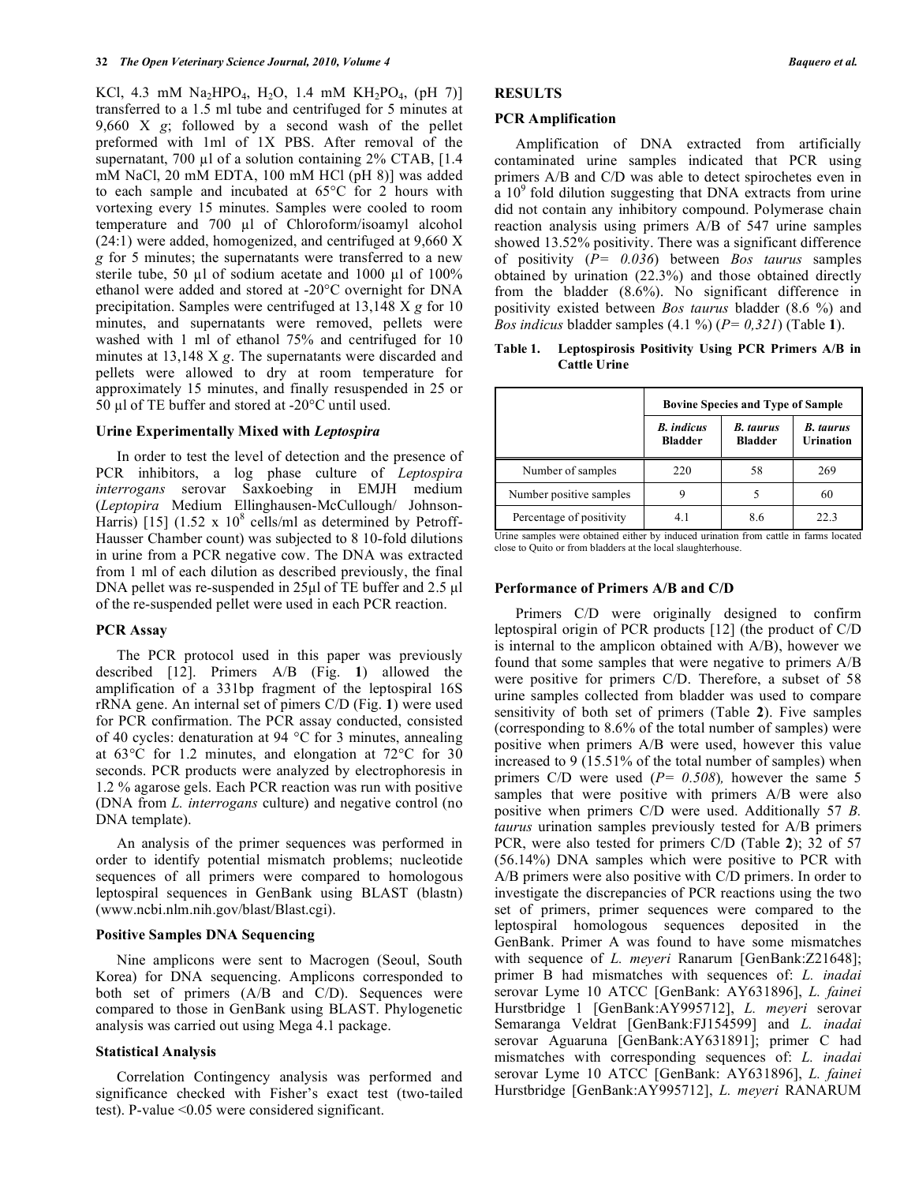KCl, 4.3 mM $Na_2HPO_4$, $H_2O$, 1.4 mM $KH_2PO_4$, (pH 7)] transferred to a 1.5 ml tube and centrifuged for 5 minutes at 9,660 X *g*; followed by a second wash of the pellet preformed with 1ml of 1X PBS. After removal of the supernatant, 700 µl of a solution containing 2% CTAB, [1.4 mM NaCl, 20 mM EDTA, 100 mM HCl (pH 8)] was added to each sample and incubated at 65°C for 2 hours with vortexing every 15 minutes. Samples were cooled to room temperature and 700 µl of Chloroform/isoamyl alcohol (24:1) were added, homogenized, and centrifuged at 9,660 X *g* for 5 minutes; the supernatants were transferred to a new sterile tube, 50 µl of sodium acetate and 1000 µl of 100% ethanol were added and stored at -20°C overnight for DNA precipitation. Samples were centrifuged at 13,148 X *g* for 10 minutes, and supernatants were removed, pellets were washed with 1 ml of ethanol 75% and centrifuged for 10 minutes at 13,148 X *g*. The supernatants were discarded and pellets were allowed to dry at room temperature for approximately 15 minutes, and finally resuspended in 25 or 50 µl of TE buffer and stored at -20°C until used.

### Urine Experimentally Mixed with *Leptospira*

In order to test the level of detection and the presence of PCR inhibitors, a log phase culture of *Leptospira interrogans* serovar Saxkoebing in EMJH medium (*Leptopira* Medium Ellinghausen-McCullough/ Johnson-Harris) [15] ($1.52 \times 10^8$ cells/ml as determined by Petroff-Hausser Chamber count) was subjected to 8 10-fold dilutions in urine from a PCR negative cow. The DNA was extracted from 1 ml of each dilution as described previously, the final DNA pellet was re-suspended in 25µl of TE buffer and 2.5 µl of the re-suspended pellet were used in each PCR reaction.

### PCR Assay

The PCR protocol used in this paper was previously described [12]. Primers A/B (Fig. **1**) allowed the amplification of a 331bp fragment of the leptospiral 16S rRNA gene. An internal set of pimers C/D (Fig. **1**) were used for PCR confirmation. The PCR assay conducted, consisted of 40 cycles: denaturation at 94 °C for 3 minutes, annealing at 63°C for 1.2 minutes, and elongation at 72°C for 30 seconds. PCR products were analyzed by electrophoresis in 1.2 % agarose gels. Each PCR reaction was run with positive (DNA from *L. interrogans* culture) and negative control (no DNA template).

An analysis of the primer sequences was performed in order to identify potential mismatch problems; nucleotide sequences of all primers were compared to homologous leptospiral sequences in GenBank using BLAST (blastn) (www.ncbi.nlm.nih.gov/blast/Blast.cgi).

### Positive Samples DNA Sequencing

Nine amplicons were sent to Macrogen (Seoul, South Korea) for DNA sequencing. Amplicons corresponded to both set of primers (A/B and C/D). Sequences were compared to those in GenBank using BLAST. Phylogenetic analysis was carried out using Mega 4.1 package.

### Statistical Analysis

Correlation Contingency analysis was performed and significance checked with Fisher's exact test (two-tailed test). P-value <0.05 were considered significant.

## RESULTS

### PCR Amplification

Amplification of DNA extracted from artificially contaminated urine samples indicated that PCR using primers A/B and C/D was able to detect spirochetes even in a $10^9$ fold dilution suggesting that DNA extracts from urine did not contain any inhibitory compound. Polymerase chain reaction analysis using primers A/B of 547 urine samples showed 13.52% positivity. There was a significant difference of positivity (*P= 0.036*) between *Bos taurus* samples obtained by urination (22.3%) and those obtained directly from the bladder (8.6%). No significant difference in positivity existed between *Bos taurus* bladder (8.6 %) and *Bos indicus* bladder samples (4.1 %) (*P= 0,321*) (Table **1**).

**Table 1. Leptospirosis Positivity Using PCR Primers A/B in Cattle Urine**

| | Bovine Species and Type of Sample | | |
|---|---|---|---|
| | *B. indicus* Bladder | *B. taurus* Bladder | *B. taurus* Urination |
| Number of samples | 220 | 58 | 269 |
| Number positive samples | 9 | 5 | 60 |
| Percentage of positivity | 4.1 | 8.6 | 22.3 |

Urine samples were obtained either by induced urination from cattle in farms located close to Quito or from bladders at the local slaughterhouse.

### Performance of Primers A/B and C/D

Primers C/D were originally designed to confirm leptospiral origin of PCR products [12] (the product of C/D is internal to the amplicon obtained with A/B), however we found that some samples that were negative to primers A/B were positive for primers C/D. Therefore, a subset of 58 urine samples collected from bladder was used to compare sensitivity of both set of primers (Table **2**). Five samples (corresponding to 8.6% of the total number of samples) were positive when primers A/B were used, however this value increased to 9 (15.51% of the total number of samples) when primers C/D were used (*P= 0.508*), however the same 5 samples that were positive with primers A/B were also positive when primers C/D were used. Additionally 57 *B. taurus* urination samples previously tested for A/B primers PCR, were also tested for primers C/D (Table **2**); 32 of 57 (56.14%) DNA samples which were positive to PCR with A/B primers were also positive with C/D primers. In order to investigate the discrepancies of PCR reactions using the two set of primers, primer sequences were compared to the leptospiral homologous sequences deposited in the GenBank. Primer A was found to have some mismatches with sequence of *L. meyeri* Ranarum [GenBank:Z21648]; primer B had mismatches with sequences of: *L. inadai* serovar Lyme 10 ATCC [GenBank: AY631896], *L. fainei* Hurstbridge 1 [GenBank:AY995712], *L. meyeri* serovar Semaranga Veldrat [GenBank:FJ154599] and *L. inadai* serovar Aguaruna [GenBank:AY631891]; primer C had mismatches with corresponding sequences of: *L. inadai* serovar Lyme 10 ATCC [GenBank: AY631896], *L. fainei* Hurstbridge [GenBank:AY995712], *L. meyeri* RANARUM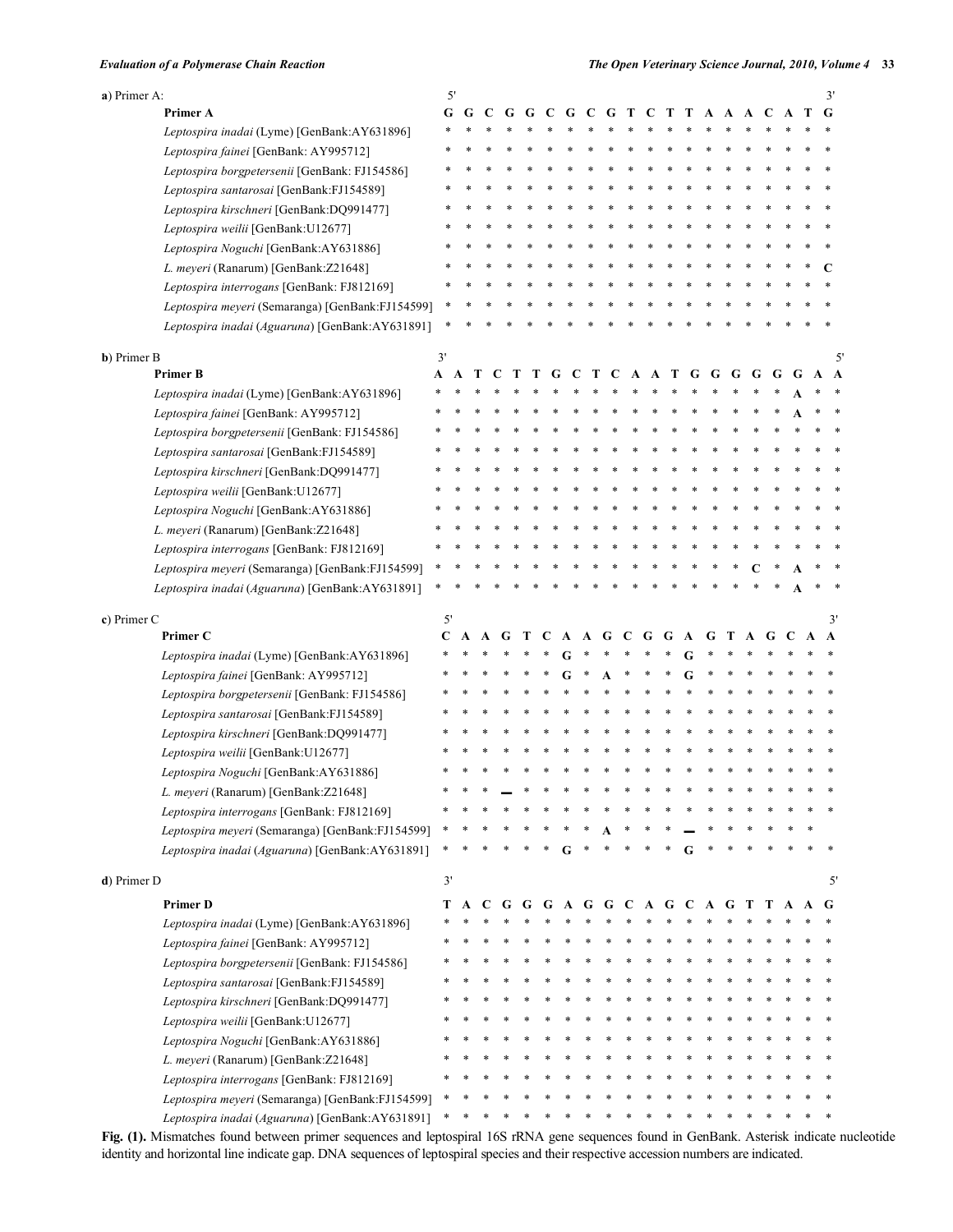**a**) Primer A:

| | 5' | | | | | | | | | | | | | | | | | | | 3' |
|---|---|---|---|---|---|---|---|---|---|---|---|---|---|---|---|---|---|---|---|---|
| **Primer A** | **G** | **G** | **C** | **G** | **G** | **C** | **G** | **C** | **G** | **T** | **C** | **T** | **T** | **A** | **A** | **A** | **C** | **A** | **T** | **G** |
| *Leptospira inadai* (Lyme) [GenBank:AY631896] | * | * | * | * | * | * | * | * | * | * | * | * | * | * | * | * | * | * | * | * |
| *Leptospira fainei* [GenBank: AY995712] | * | * | * | * | * | * | * | * | * | * | * | * | * | * | * | * | * | * | * | * |
| *Leptospira borgpetersenii* [GenBank: FJ154586] | * | * | * | * | * | * | * | * | * | * | * | * | * | * | * | * | * | * | * | * |
| *Leptospira santarosai* [GenBank:FJ154589] | * | * | * | * | * | * | * | * | * | * | * | * | * | * | * | * | * | * | * | * |
| *Leptospira kirschneri* [GenBank:DQ991477] | * | * | * | * | * | * | * | * | * | * | * | * | * | * | * | * | * | * | * | * |
| *Leptospira weilii* [GenBank:U12677] | * | * | * | * | * | * | * | * | * | * | * | * | * | * | * | * | * | * | * | * |
| *Leptospira Noguchi* [GenBank:AY631886] | * | * | * | * | * | * | * | * | * | * | * | * | * | * | * | * | * | * | * | * |
| *L. meyeri* (Ranarum) [GenBank:Z21648] | * | * | * | * | * | * | * | * | * | * | * | * | * | * | * | * | * | * | * | **C** |
| *Leptospira interrogans* [GenBank: FJ812169] | * | * | * | * | * | * | * | * | * | * | * | * | * | * | * | * | * | * | * | * |
| *Leptospira meyeri* (Semaranga) [GenBank:FJ154599] | * | * | * | * | * | * | * | * | * | * | * | * | * | * | * | * | * | * | * | * |
| *Leptospira inadai* (*Aguaruna*) [GenBank:AY631891] | * | * | * | * | * | * | * | * | * | * | * | * | * | * | * | * | * | * | * | * |

**b**) Primer B

| | 3' | | | | | | | | | | | | | | | | | | | | 5' |
|---|---|---|---|---|---|---|---|---|---|---|---|---|---|---|---|---|---|---|---|---|---|
| **Primer B** | **A** | **A** | **T** | **C** | **T** | **T** | **G** | **C** | **T** | **C** | **A** | **A** | **T** | **G** | **G** | **G** | **G** | **G** | **G** | **A** | **A** |
| *Leptospira inadai* (Lyme) [GenBank:AY631896] | * | * | * | * | * | * | * | * | * | * | * | * | * | * | * | * | * | * | **A** | * | * |
| *Leptospira fainei* [GenBank: AY995712] | * | * | * | * | * | * | * | * | * | * | * | * | * | * | * | * | * | * | **A** | * | * |
| *Leptospira borgpetersenii* [GenBank: FJ154586] | * | * | * | * | * | * | * | * | * | * | * | * | * | * | * | * | * | * | * | * | * |
| *Leptospira santarosai* [GenBank:FJ154589] | * | * | * | * | * | * | * | * | * | * | * | * | * | * | * | * | * | * | * | * | * |
| *Leptospira kirschneri* [GenBank:DQ991477] | * | * | * | * | * | * | * | * | * | * | * | * | * | * | * | * | * | * | * | * | * |
| *Leptospira weilii* [GenBank:U12677] | * | * | * | * | * | * | * | * | * | * | * | * | * | * | * | * | * | * | * | * | * |
| *Leptospira Noguchi* [GenBank:AY631886] | * | * | * | * | * | * | * | * | * | * | * | * | * | * | * | * | * | * | * | * | * |
| *L. meyeri* (Ranarum) [GenBank:Z21648] | * | * | * | * | * | * | * | * | * | * | * | * | * | * | * | * | * | * | * | * | * |
| *Leptospira interrogans* [GenBank: FJ812169] | * | * | * | * | * | * | * | * | * | * | * | * | * | * | * | * | * | * | * | * | * |
| *Leptospira meyeri* (Semaranga) [GenBank:FJ154599] | * | * | * | * | * | * | * | * | * | * | * | * | * | * | * | * | **C** | * | **A** | * | * |
| *Leptospira inadai* (*Aguaruna*) [GenBank:AY631891] | * | * | * | * | * | * | * | * | * | * | * | * | * | * | * | * | * | * | **A** | * | * |

**c**) Primer C

| | 5' | | | | | | | | | | | | | | | | | | | 3' |
|---|---|---|---|---|---|---|---|---|---|---|---|---|---|---|---|---|---|---|---|---|
| **Primer C** | **C** | **A** | **A** | **G** | **T** | **C** | **A** | **A** | **G** | **C** | **G** | **G** | **A** | **G** | **T** | **A** | **G** | **C** | **A** | **A** |
| *Leptospira inadai* (Lyme) [GenBank:AY631896] | * | * | * | * | * | * | **G** | * | * | * | * | * | **G** | * | * | * | * | * | * | * |
| *Leptospira fainei* [GenBank: AY995712] | * | * | * | * | * | * | **G** | * | **A** | * | * | * | **G** | * | * | * | * | * | * | * |
| *Leptospira borgpetersenii* [GenBank: FJ154586] | * | * | * | * | * | * | * | * | * | * | * | * | * | * | * | * | * | * | * | * |
| *Leptospira santarosai* [GenBank:FJ154589] | * | * | * | * | * | * | * | * | * | * | * | * | * | * | * | * | * | * | * | * |
| *Leptospira kirschneri* [GenBank:DQ991477] | * | * | * | * | * | * | * | * | * | * | * | * | * | * | * | * | * | * | * | * |
| *Leptospira weilii* [GenBank:U12677] | * | * | * | * | * | * | * | * | * | * | * | * | * | * | * | * | * | * | * | * |
| *Leptospira Noguchi* [GenBank:AY631886] | * | * | * | * | * | * | * | * | * | * | * | * | * | * | * | * | * | * | * | * |
| *L. meyeri* (Ranarum) [GenBank:Z21648] | * | * | * | — | * | * | * | * | * | * | * | * | * | * | * | * | * | * | * | * |
| *Leptospira interrogans* [GenBank: FJ812169] | * | * | * | * | * | * | * | * | * | * | * | * | * | * | * | * | * | * | * | * |
| *Leptospira meyeri* (Semaranga) [GenBank:FJ154599] | * | * | * | * | * | * | * | * | **A** | * | * | * | — | * | * | * | * | * | * | |
| *Leptospira inadai* (*Aguaruna*) [GenBank:AY631891] | * | * | * | * | * | * | **G** | * | * | * | * | * | **G** | * | * | * | * | * | * | * |

**d**) Primer D

| | 3' | | | | | | | | | | | | | | | | | | | 5' |
|---|---|---|---|---|---|---|---|---|---|---|---|---|---|---|---|---|---|---|---|---|
| **Primer D** | **T** | **A** | **C** | **G** | **G** | **G** | **A** | **G** | **G** | **C** | **A** | **G** | **C** | **A** | **G** | **T** | **T** | **A** | **A** | **G** |
| *Leptospira inadai* (Lyme) [GenBank:AY631896] | * | * | * | * | * | * | * | * | * | * | * | * | * | * | * | * | * | * | * | * |
| *Leptospira fainei* [GenBank: AY995712] | * | * | * | * | * | * | * | * | * | * | * | * | * | * | * | * | * | * | * | * |
| *Leptospira borgpetersenii* [GenBank: FJ154586] | * | * | * | * | * | * | * | * | * | * | * | * | * | * | * | * | * | * | * | * |
| *Leptospira santarosai* [GenBank:FJ154589] | * | * | * | * | * | * | * | * | * | * | * | * | * | * | * | * | * | * | * | * |
| *Leptospira kirschneri* [GenBank:DQ991477] | * | * | * | * | * | * | * | * | * | * | * | * | * | * | * | * | * | * | * | * |
| *Leptospira weilii* [GenBank:U12677] | * | * | * | * | * | * | * | * | * | * | * | * | * | * | * | * | * | * | * | * |
| *Leptospira Noguchi* [GenBank:AY631886] | * | * | * | * | * | * | * | * | * | * | * | * | * | * | * | * | * | * | * | * |
| *L. meyeri* (Ranarum) [GenBank:Z21648] | * | * | * | * | * | * | * | * | * | * | * | * | * | * | * | * | * | * | * | * |
| *Leptospira interrogans* [GenBank: FJ812169] | * | * | * | * | * | * | * | * | * | * | * | * | * | * | * | * | * | * | * | * |
| *Leptospira meyeri* (Semaranga) [GenBank:FJ154599] | * | * | * | * | * | * | * | * | * | * | * | * | * | * | * | * | * | * | * | * |
| *Leptospira inadai* (*Aguaruna*) [GenBank:AY631891] | * | * | * | * | * | * | * | * | * | * | * | * | * | * | * | * | * | * | * | * |

**Fig. (1).** Mismatches found between primer sequences and leptospiral 16S rRNA gene sequences found in GenBank. Asterisk indicate nucleotide identity and horizontal line indicate gap. DNA sequences of leptospiral species and their respective accession numbers are indicated.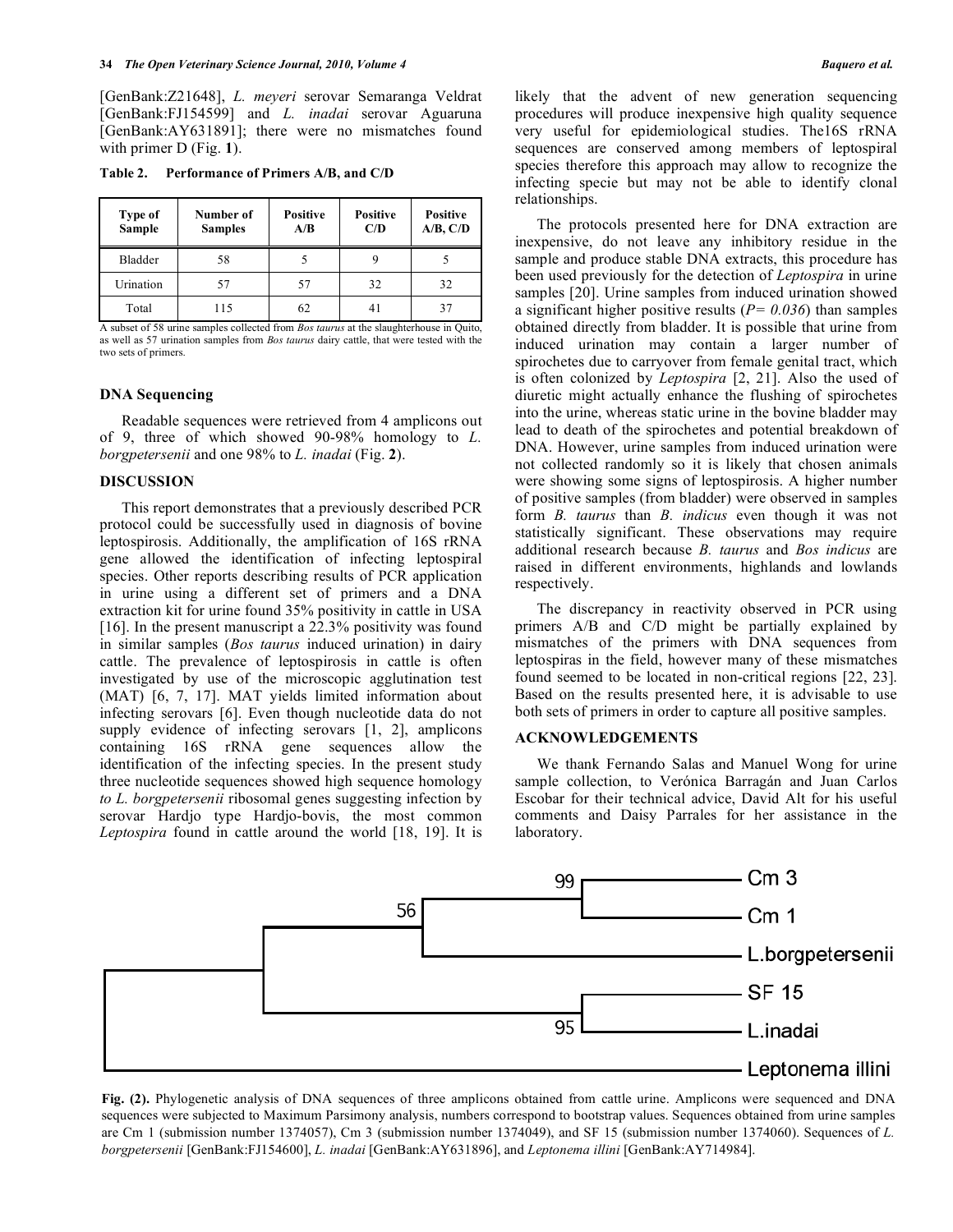[GenBank:Z21648], *L. meyeri* serovar Semaranga Veldrat [GenBank:FJ154599] and *L. inadai* serovar Aguaruna [GenBank:AY631891]; there were no mismatches found with primer D (Fig. **1**).

**Table 2. Performance of Primers A/B, and C/D**

| Type of Sample | Number of Samples | Positive A/B | Positive C/D | Positive A/B, C/D |
|---|---|---|---|---|
| Bladder | 58 | 5 | 9 | 5 |
| Urination | 57 | 57 | 32 | 32 |
| Total | 115 | 62 | 41 | 37 |

A subset of 58 urine samples collected from *Bos taurus* at the slaughterhouse in Quito, as well as 57 urination samples from *Bos taurus* dairy cattle, that were tested with the two sets of primers.

### DNA Sequencing

Readable sequences were retrieved from 4 amplicons out of 9, three of which showed 90-98% homology to *L. borgpetersenii* and one 98% to *L. inadai* (Fig. **2**).

## DISCUSSION

This report demonstrates that a previously described PCR protocol could be successfully used in diagnosis of bovine leptospirosis. Additionally, the amplification of 16S rRNA gene allowed the identification of infecting leptospiral species. Other reports describing results of PCR application in urine using a different set of primers and a DNA extraction kit for urine found 35% positivity in cattle in USA [16]. In the present manuscript a 22.3% positivity was found in similar samples (*Bos taurus* induced urination) in dairy cattle. The prevalence of leptospirosis in cattle is often investigated by use of the microscopic agglutination test (MAT) [6, 7, 17]. MAT yields limited information about infecting serovars [6]. Even though nucleotide data do not supply evidence of infecting serovars [1, 2], amplicons containing 16S rRNA gene sequences allow the identification of the infecting species. In the present study three nucleotide sequences showed high sequence homology *to L. borgpetersenii* ribosomal genes suggesting infection by serovar Hardjo type Hardjo-bovis, the most common *Leptospira* found in cattle around the world [18, 19]. It is likely that the advent of new generation sequencing procedures will produce inexpensive high quality sequence very useful for epidemiological studies. The16S rRNA sequences are conserved among members of leptospiral species therefore this approach may allow to recognize the infecting specie but may not be able to identify clonal relationships.

The protocols presented here for DNA extraction are inexpensive, do not leave any inhibitory residue in the sample and produce stable DNA extracts, this procedure has been used previously for the detection of *Leptospira* in urine samples [20]. Urine samples from induced urination showed a significant higher positive results (*P= 0.036*) than samples obtained directly from bladder. It is possible that urine from induced urination may contain a larger number of spirochetes due to carryover from female genital tract, which is often colonized by *Leptospira* [2, 21]. Also the used of diuretic might actually enhance the flushing of spirochetes into the urine, whereas static urine in the bovine bladder may lead to death of the spirochetes and potential breakdown of DNA. However, urine samples from induced urination were not collected randomly so it is likely that chosen animals were showing some signs of leptospirosis. A higher number of positive samples (from bladder) were observed in samples form *B. taurus* than *B. indicus* even though it was not statistically significant. These observations may require additional research because *B. taurus* and *Bos indicus* are raised in different environments, highlands and lowlands respectively.

The discrepancy in reactivity observed in PCR using primers A/B and C/D might be partially explained by mismatches of the primers with DNA sequences from leptospiras in the field, however many of these mismatches found seemed to be located in non-critical regions [22, 23]. Based on the results presented here, it is advisable to use both sets of primers in order to capture all positive samples.

## ACKNOWLEDGEMENTS

We thank Fernando Salas and Manuel Wong for urine sample collection, to Verónica Barragán and Juan Carlos Escobar for their technical advice, David Alt for his useful comments and Daisy Parrales for her assistance in the laboratory.

**Fig. (2).** Phylogenetic analysis of DNA sequences of three amplicons obtained from cattle urine. Amplicons were sequenced and DNA sequences were subjected to Maximum Parsimony analysis, numbers correspond to bootstrap values. Sequences obtained from urine samples are Cm 1 (submission number 1374057), Cm 3 (submission number 1374049), and SF 15 (submission number 1374060). Sequences of *L. borgpetersenii* [GenBank:FJ154600], *L. inadai* [GenBank:AY631896], and *Leptonema illini* [GenBank:AY714984].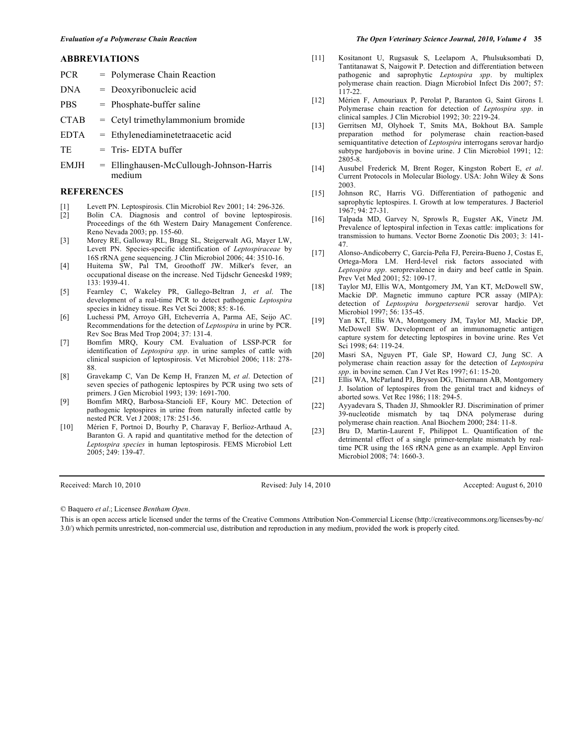## ABBREVIATIONS

PCR = Polymerase Chain Reaction

DNA = Deoxyribonucleic acid

PBS = Phosphate-buffer saline

CTAB = Cetyl trimethylammonium bromide

EDTA = Ethylenediaminetetraacetic acid

TE = Tris- EDTA buffer

EMJH = Ellinghausen-McCullough-Johnson-Harris medium

## REFERENCES

[1] Levett PN. Leptospirosis. Clin Microbiol Rev 2001; 14: 296-326.

[2] Bolin CA. Diagnosis and control of bovine leptospirosis. Proceedings of the 6th Western Dairy Management Conference. Reno Nevada 2003; pp. 155-60.

[3] Morey RE, Galloway RL, Bragg SL, Steigerwalt AG, Mayer LW, Levett PN. Species-specific identification of *Leptospiraceae* by 16S rRNA gene sequencing. J Clin Microbiol 2006; 44: 3510-16.

[4] Huitema SW, Pal TM, Groothoff JW. Milker's fever, an occupational disease on the increase. Ned Tijdschr Geneeskd 1989; 133: 1939-41.

[5] Fearnley C, Wakeley PR, Gallego-Beltran J, *et al*. The development of a real-time PCR to detect pathogenic *Leptospira* species in kidney tissue. Res Vet Sci 2008; 85: 8-16.

[6] Luchessi PM, Arroyo GH, Etcheverría A, Parma AE, Seijo AC. Recommendations for the detection of *Leptospira* in urine by PCR. Rev Soc Bras Med Trop 2004; 37: 131-4.

[7] Bomfim MRQ, Koury CM. Evaluation of LSSP-PCR for identification of *Leptospira spp*. in urine samples of cattle with clinical suspicion of leptospirosis. Vet Microbiol 2006; 118: 278-88.

[8] Gravekamp C, Van De Kemp H, Franzen M, *et al*. Detection of seven species of pathogenic leptospires by PCR using two sets of primers. J Gen Microbiol 1993; 139: 1691-700.

[9] Bomfim MRQ, Barbosa-Stancioli EF, Koury MC. Detection of pathogenic leptospires in urine from naturally infected cattle by nested PCR. Vet J 2008; 178: 251-56.

[10] Mérien F, Portnoi D, Bourhy P, Charavay F, Berlioz-Arthaud A, Baranton G. A rapid and quantitative method for the detection of *Leptospira species* in human leptospirosis. FEMS Microbiol Lett 2005; 249: 139-47.

[11] Kositanont U, Rugsasuk S, Leelaporn A, Phulsuksombati D, Tantitanawat S, Naigowit P. Detection and differentiation between pathogenic and saprophytic *Leptospira spp*. by multiplex polymerase chain reaction. Diagn Microbiol Infect Dis 2007; 57: 117-22.

[12] Mérien F, Amouriaux P, Perolat P, Baranton G, Saint Girons I. Polymerase chain reaction for detection of *Leptospira spp*. in clinical samples. J Clin Microbiol 1992; 30: 2219-24.

[13] Gerritsen MJ, Olyhoek T, Smits MA, Bokhout BA. Sample preparation method for polymerase chain reaction-based semiquantitative detection of *Leptospira* interrogans serovar hardjo subtype hardjobovis in bovine urine. J Clin Microbiol 1991; 12: 2805-8.

[14] Ausubel Frederick M, Brent Roger, Kingston Robert E, *et al*. Current Protocols in Molecular Biology. USA: John Wiley & Sons 2003.

[15] Johnson RC, Harris VG. Differentiation of pathogenic and saprophytic leptospires. I. Growth at low temperatures. J Bacteriol 1967; 94: 27-31.

[16] Talpada MD, Garvey N, Sprowls R, Eugster AK, Vinetz JM. Prevalence of leptospiral infection in Texas cattle: implications for transmission to humans. Vector Borne Zoonotic Dis 2003; 3: 141-47.

[17] Alonso-Andicoberry C, García-Peña FJ, Pereira-Bueno J, Costas E, Ortega-Mora LM. Herd-level risk factors associated with *Leptospira spp*. seroprevalence in dairy and beef cattle in Spain. Prev Vet Med 2001; 52: 109-17.

[18] Taylor MJ, Ellis WA, Montgomery JM, Yan KT, McDowell SW, Mackie DP. Magnetic immuno capture PCR assay (MIPA): detection of *Leptospira borgpetersenii* serovar hardjo. Vet Microbiol 1997; 56: 135-45.

[19] Yan KT, Ellis WA, Montgomery JM, Taylor MJ, Mackie DP, McDowell SW. Development of an immunomagnetic antigen capture system for detecting leptospires in bovine urine. Res Vet Sci 1998; 64: 119-24.

[20] Masri SA, Nguyen PT, Gale SP, Howard CJ, Jung SC. A polymerase chain reaction assay for the detection of *Leptospira spp*. in bovine semen. Can J Vet Res 1997; 61: 15-20.

[21] Ellis WA, McParland PJ, Bryson DG, Thiermann AB, Montgomery J. Isolation of leptospires from the genital tract and kidneys of aborted sows. Vet Rec 1986; 118: 294-5.

[22] Ayyadevara S, Thaden JJ, Shmookler RJ. Discrimination of primer 39-nucleotide mismatch by taq DNA polymerase during polymerase chain reaction. Anal Biochem 2000; 284: 11-8.

[23] Bru D, Martin-Laurent F, Philippot L. Quantification of the detrimental effect of a single primer-template mismatch by real-time PCR using the 16S rRNA gene as an example. Appl Environ Microbiol 2008; 74: 1660-3.

Received: March 10, 2010 Revised: July 14, 2010 Accepted: August 6, 2010

© Baquero *et al*.; Licensee *Bentham Open*.

This is an open access article licensed under the terms of the Creative Commons Attribution Non-Commercial License (http://creativecommons.org/licenses/by-nc/3.0/) which permits unrestricted, non-commercial use, distribution and reproduction in any medium, provided the work is properly cited.